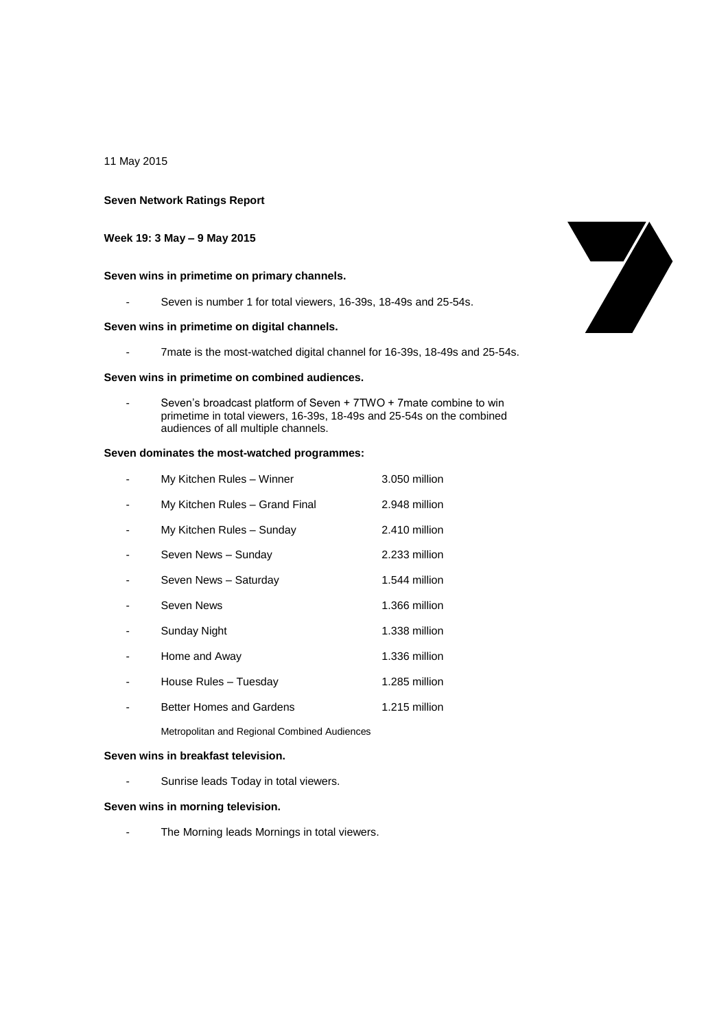11 May 2015

**Seven Network Ratings Report**

**Week 19: 3 May – 9 May 2015**

**Seven wins in primetime on primary channels.**

- Seven is number 1 for total viewers, 16-39s, 18-49s and 25-54s.

**Seven wins in primetime on digital channels.**

- 7mate is the most-watched digital channel for 16-39s, 18-49s and 25-54s.

**Seven wins in primetime on combined audiences.**

- Seven's broadcast platform of Seven + 7TWO + 7mate combine to win primetime in total viewers, 16-39s, 18-49s and 25-54s on the combined audiences of all multiple channels.

**Seven dominates the most-watched programmes:**

- My Kitchen Rules – Winner 3.050 million
- My Kitchen Rules – Grand Final 2.948 million
- My Kitchen Rules – Sunday 2.410 million
- Seven News – Sunday 2.233 million
- Seven News – Saturday 1.544 million
- Seven News 1.366 million
- Sunday Night 1.338 million
- Home and Away 1.336 million
- House Rules – Tuesday 1.285 million
- Better Homes and Gardens 1.215 million

Metropolitan and Regional Combined Audiences

**Seven wins in breakfast television.**

- Sunrise leads Today in total viewers.

**Seven wins in morning television.**

- The Morning leads Mornings in total viewers.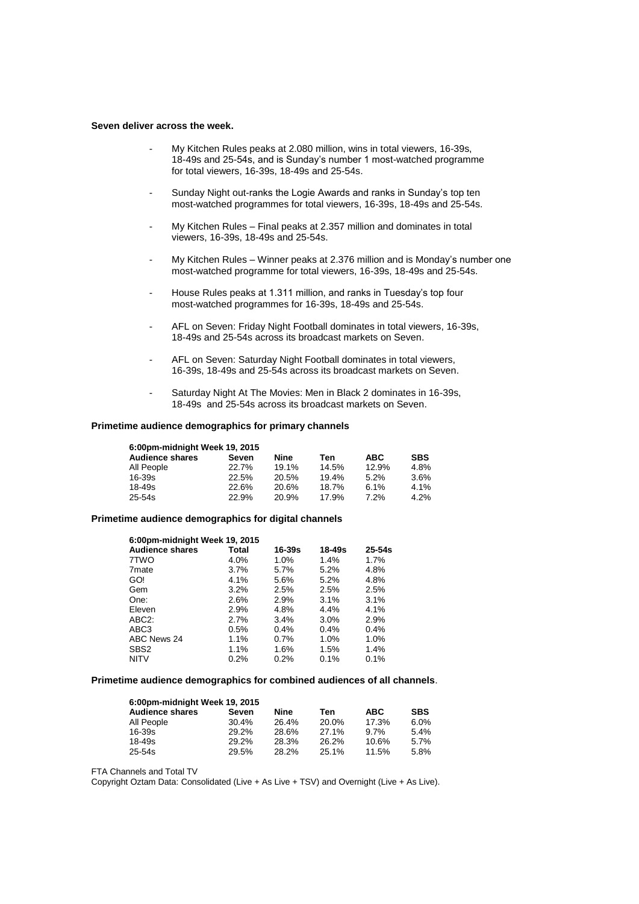**Seven deliver across the week.**

- My Kitchen Rules peaks at 2.080 million, wins in total viewers, 16-39s, 18-49s and 25-54s, and is Sunday's number 1 most-watched programme for total viewers, 16-39s, 18-49s and 25-54s.
- Sunday Night out-ranks the Logie Awards and ranks in Sunday's top ten most-watched programmes for total viewers, 16-39s, 18-49s and 25-54s.
- My Kitchen Rules – Final peaks at 2.357 million and dominates in total viewers, 16-39s, 18-49s and 25-54s.
- My Kitchen Rules – Winner peaks at 2.376 million and is Monday's number one most-watched programme for total viewers, 16-39s, 18-49s and 25-54s.
- House Rules peaks at 1.311 million, and ranks in Tuesday's top four most-watched programmes for 16-39s, 18-49s and 25-54s.
- AFL on Seven: Friday Night Football dominates in total viewers, 16-39s, 18-49s and 25-54s across its broadcast markets on Seven.
- AFL on Seven: Saturday Night Football dominates in total viewers, 16-39s, 18-49s and 25-54s across its broadcast markets on Seven.
- Saturday Night At The Movies: Men in Black 2 dominates in 16-39s, 18-49s and 25-54s across its broadcast markets on Seven.

**Primetime audience demographics for primary channels**

| **6:00pm-midnight Week 19, 2015** | | | | | |
|---|---|---|---|---|---|
| **Audience shares** | **Seven** | **Nine** | **Ten** | **ABC** | **SBS** |
| All People | 22.7% | 19.1% | 14.5% | 12.9% | 4.8% |
| 16-39s | 22.5% | 20.5% | 19.4% | 5.2% | 3.6% |
| 18-49s | 22.6% | 20.6% | 18.7% | 6.1% | 4.1% |
| 25-54s | 22.9% | 20.9% | 17.9% | 7.2% | 4.2% |

**Primetime audience demographics for digital channels**

| **6:00pm-midnight Week 19, 2015** | | | | |
|---|---|---|---|---|
| **Audience shares** | **Total** | **16-39s** | **18-49s** | **25-54s** |
| 7TWO | 4.0% | 1.0% | 1.4% | 1.7% |
| 7mate | 3.7% | 5.7% | 5.2% | 4.8% |
| GO! | 4.1% | 5.6% | 5.2% | 4.8% |
| Gem | 3.2% | 2.5% | 2.5% | 2.5% |
| One: | 2.6% | 2.9% | 3.1% | 3.1% |
| Eleven | 2.9% | 4.8% | 4.4% | 4.1% |
| ABC2: | 2.7% | 3.4% | 3.0% | 2.9% |
| ABC3 | 0.5% | 0.4% | 0.4% | 0.4% |
| ABC News 24 | 1.1% | 0.7% | 1.0% | 1.0% |
| SBS2 | 1.1% | 1.6% | 1.5% | 1.4% |
| NITV | 0.2% | 0.2% | 0.1% | 0.1% |

**Primetime audience demographics for combined audiences of all channels**.

| **6:00pm-midnight Week 19, 2015** | | | | | |
|---|---|---|---|---|---|
| **Audience shares** | **Seven** | **Nine** | **Ten** | **ABC** | **SBS** |
| All People | 30.4% | 26.4% | 20.0% | 17.3% | 6.0% |
| 16-39s | 29.2% | 28.6% | 27.1% | 9.7% | 5.4% |
| 18-49s | 29.2% | 28.3% | 26.2% | 10.6% | 5.7% |
| 25-54s | 29.5% | 28.2% | 25.1% | 11.5% | 5.8% |

FTA Channels and Total TV

Copyright Oztam Data: Consolidated (Live + As Live + TSV) and Overnight (Live + As Live).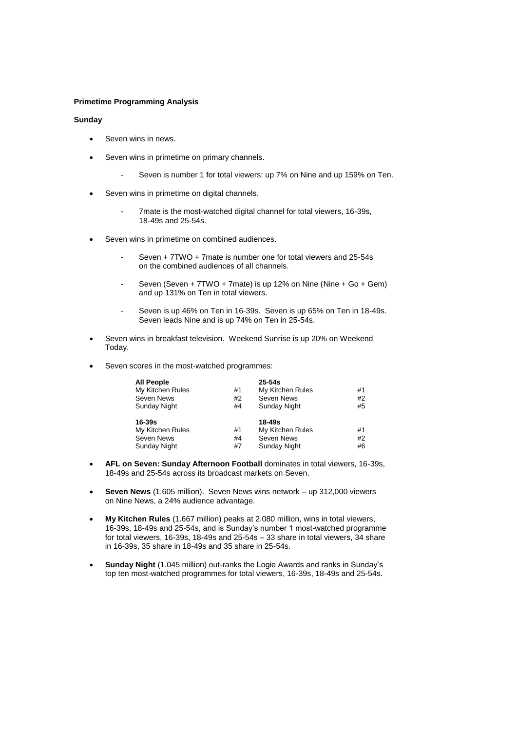**Primetime Programming Analysis**

**Sunday**

- Seven wins in news.
- Seven wins in primetime on primary channels.
  - Seven is number 1 for total viewers: up 7% on Nine and up 159% on Ten.
- Seven wins in primetime on digital channels.
  - 7mate is the most-watched digital channel for total viewers, 16-39s, 18-49s and 25-54s.
- Seven wins in primetime on combined audiences.
  - Seven + 7TWO + 7mate is number one for total viewers and 25-54s on the combined audiences of all channels.
  - Seven (Seven + 7TWO + 7mate) is up 12% on Nine (Nine + Go + Gem) and up 131% on Ten in total viewers.
  - Seven is up 46% on Ten in 16-39s. Seven is up 65% on Ten in 18-49s. Seven leads Nine and is up 74% on Ten in 25-54s.
- Seven wins in breakfast television. Weekend Sunrise is up 20% on Weekend Today.
- Seven scores in the most-watched programmes:

| **All People** | | **25-54s** | |
|---|---|---|---|
| My Kitchen Rules | #1 | My Kitchen Rules | #1 |
| Seven News | #2 | Seven News | #2 |
| Sunday Night | #4 | Sunday Night | #5 |
| **16-39s** | | **18-49s** | |
| My Kitchen Rules | #1 | My Kitchen Rules | #1 |
| Seven News | #4 | Seven News | #2 |
| Sunday Night | #7 | Sunday Night | #6 |

- **AFL on Seven: Sunday Afternoon Football** dominates in total viewers, 16-39s, 18-49s and 25-54s across its broadcast markets on Seven.
- **Seven News** (1.605 million). Seven News wins network – up 312,000 viewers on Nine News, a 24% audience advantage.
- **My Kitchen Rules** (1.667 million) peaks at 2.080 million, wins in total viewers, 16-39s, 18-49s and 25-54s, and is Sunday's number 1 most-watched programme for total viewers, 16-39s, 18-49s and 25-54s – 33 share in total viewers, 34 share in 16-39s, 35 share in 18-49s and 35 share in 25-54s.
- **Sunday Night** (1.045 million) out-ranks the Logie Awards and ranks in Sunday's top ten most-watched programmes for total viewers, 16-39s, 18-49s and 25-54s.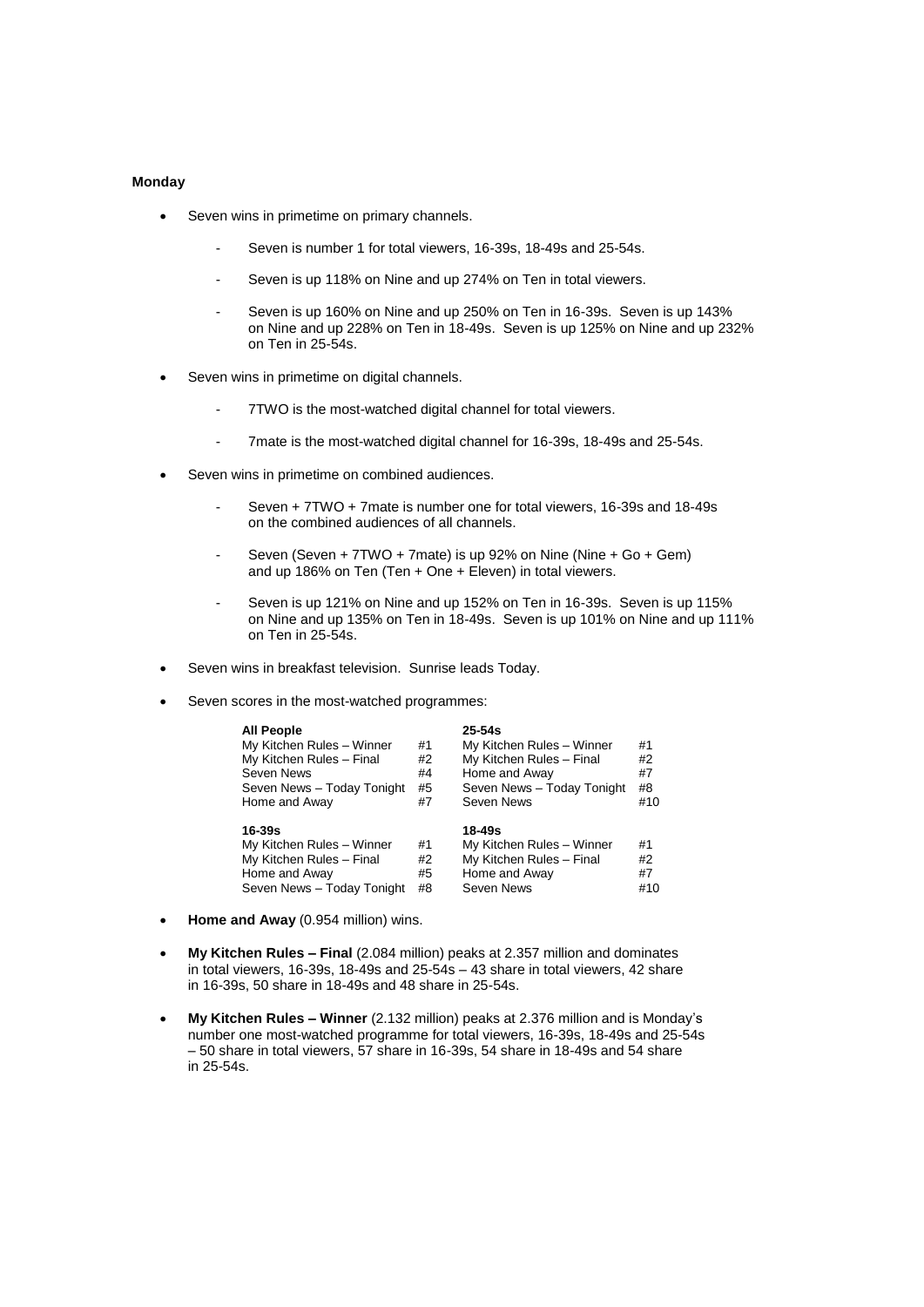**Monday**

- Seven wins in primetime on primary channels.
  - Seven is number 1 for total viewers, 16-39s, 18-49s and 25-54s.
  - Seven is up 118% on Nine and up 274% on Ten in total viewers.
  - Seven is up 160% on Nine and up 250% on Ten in 16-39s. Seven is up 143% on Nine and up 228% on Ten in 18-49s. Seven is up 125% on Nine and up 232% on Ten in 25-54s.
- Seven wins in primetime on digital channels.
  - 7TWO is the most-watched digital channel for total viewers.
  - 7mate is the most-watched digital channel for 16-39s, 18-49s and 25-54s.
- Seven wins in primetime on combined audiences.
  - Seven + 7TWO + 7mate is number one for total viewers, 16-39s and 18-49s on the combined audiences of all channels.
  - Seven (Seven + 7TWO + 7mate) is up 92% on Nine (Nine + Go + Gem) and up 186% on Ten (Ten + One + Eleven) in total viewers.
  - Seven is up 121% on Nine and up 152% on Ten in 16-39s. Seven is up 115% on Nine and up 135% on Ten in 18-49s. Seven is up 101% on Nine and up 111% on Ten in 25-54s.
- Seven wins in breakfast television. Sunrise leads Today.
- Seven scores in the most-watched programmes:

| **All People** | | **25-54s** | |
|---|---|---|---|
| My Kitchen Rules – Winner | #1 | My Kitchen Rules – Winner | #1 |
| My Kitchen Rules – Final | #2 | My Kitchen Rules – Final | #2 |
| Seven News | #4 | Home and Away | #7 |
| Seven News – Today Tonight | #5 | Seven News – Today Tonight | #8 |
| Home and Away | #7 | Seven News | #10 |
| **16-39s** | | **18-49s** | |
| My Kitchen Rules – Winner | #1 | My Kitchen Rules – Winner | #1 |
| My Kitchen Rules – Final | #2 | My Kitchen Rules – Final | #2 |
| Home and Away | #5 | Home and Away | #7 |
| Seven News – Today Tonight | #8 | Seven News | #10 |

- **Home and Away** (0.954 million) wins.
- **My Kitchen Rules – Final** (2.084 million) peaks at 2.357 million and dominates in total viewers, 16-39s, 18-49s and 25-54s – 43 share in total viewers, 42 share in 16-39s, 50 share in 18-49s and 48 share in 25-54s.
- **My Kitchen Rules – Winner** (2.132 million) peaks at 2.376 million and is Monday's number one most-watched programme for total viewers, 16-39s, 18-49s and 25-54s – 50 share in total viewers, 57 share in 16-39s, 54 share in 18-49s and 54 share in 25-54s.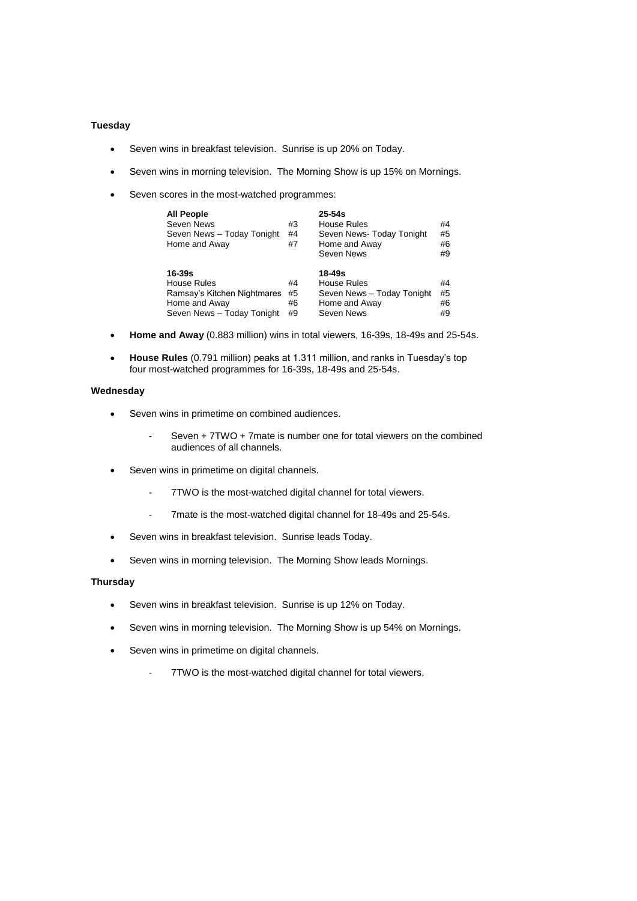**Tuesday**

- Seven wins in breakfast television. Sunrise is up 20% on Today.
- Seven wins in morning television. The Morning Show is up 15% on Mornings.
- Seven scores in the most-watched programmes:

| **All People** | | **25-54s** | |
|---|---|---|---|
| Seven News | #3 | House Rules | #4 |
| Seven News – Today Tonight | #4 | Seven News- Today Tonight | #5 |
| Home and Away | #7 | Home and Away | #6 |
| | | Seven News | #9 |
| **16-39s** | | **18-49s** | |
| House Rules | #4 | House Rules | #4 |
| Ramsay's Kitchen Nightmares | #5 | Seven News – Today Tonight | #5 |
| Home and Away | #6 | Home and Away | #6 |
| Seven News – Today Tonight | #9 | Seven News | #9 |

- **Home and Away** (0.883 million) wins in total viewers, 16-39s, 18-49s and 25-54s.
- **House Rules** (0.791 million) peaks at 1.311 million, and ranks in Tuesday's top four most-watched programmes for 16-39s, 18-49s and 25-54s.

**Wednesday**

- Seven wins in primetime on combined audiences.
  - Seven + 7TWO + 7mate is number one for total viewers on the combined audiences of all channels.
- Seven wins in primetime on digital channels.
  - 7TWO is the most-watched digital channel for total viewers.
  - 7mate is the most-watched digital channel for 18-49s and 25-54s.
- Seven wins in breakfast television. Sunrise leads Today.
- Seven wins in morning television. The Morning Show leads Mornings.

**Thursday**

- Seven wins in breakfast television. Sunrise is up 12% on Today.
- Seven wins in morning television. The Morning Show is up 54% on Mornings.
- Seven wins in primetime on digital channels.
  - 7TWO is the most-watched digital channel for total viewers.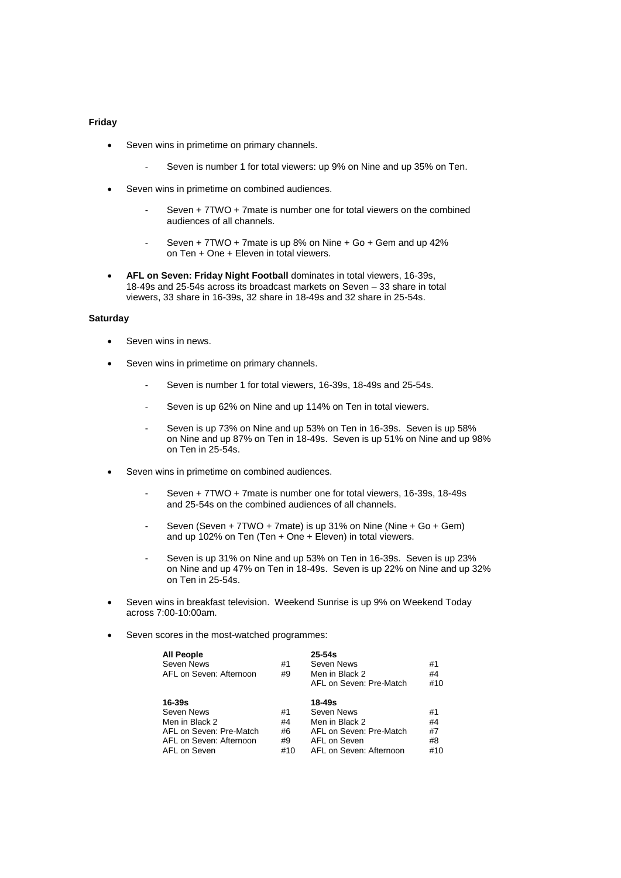**Friday**

- Seven wins in primetime on primary channels.

  - Seven is number 1 for total viewers: up 9% on Nine and up 35% on Ten.

- Seven wins in primetime on combined audiences.

  - Seven + 7TWO + 7mate is number one for total viewers on the combined audiences of all channels.

  - Seven + 7TWO + 7mate is up 8% on Nine + Go + Gem and up 42% on Ten + One + Eleven in total viewers.

- **AFL on Seven: Friday Night Football** dominates in total viewers, 16-39s, 18-49s and 25-54s across its broadcast markets on Seven – 33 share in total viewers, 33 share in 16-39s, 32 share in 18-49s and 32 share in 25-54s.

**Saturday**

- Seven wins in news.

- Seven wins in primetime on primary channels.

  - Seven is number 1 for total viewers, 16-39s, 18-49s and 25-54s.

  - Seven is up 62% on Nine and up 114% on Ten in total viewers.

  - Seven is up 73% on Nine and up 53% on Ten in 16-39s. Seven is up 58% on Nine and up 87% on Ten in 18-49s. Seven is up 51% on Nine and up 98% on Ten in 25-54s.

- Seven wins in primetime on combined audiences.

  - Seven + 7TWO + 7mate is number one for total viewers, 16-39s, 18-49s and 25-54s on the combined audiences of all channels.

  - Seven (Seven + 7TWO + 7mate) is up 31% on Nine (Nine + Go + Gem) and up 102% on Ten (Ten + One + Eleven) in total viewers.

  - Seven is up 31% on Nine and up 53% on Ten in 16-39s. Seven is up 23% on Nine and up 47% on Ten in 18-49s. Seven is up 22% on Nine and up 32% on Ten in 25-54s.

- Seven wins in breakfast television. Weekend Sunrise is up 9% on Weekend Today across 7:00-10:00am.

- Seven scores in the most-watched programmes:

| **All People** | | **25-54s** | |
|---|---|---|---|
| Seven News | #1 | Seven News | #1 |
| AFL on Seven: Afternoon | #9 | Men in Black 2 | #4 |
| | | AFL on Seven: Pre-Match | #10 |

| **16-39s** | | **18-49s** | |
|---|---|---|---|
| Seven News | #1 | Seven News | #1 |
| Men in Black 2 | #4 | Men in Black 2 | #4 |
| AFL on Seven: Pre-Match | #6 | AFL on Seven: Pre-Match | #7 |
| AFL on Seven: Afternoon | #9 | AFL on Seven | #8 |
| AFL on Seven | #10 | AFL on Seven: Afternoon | #10 |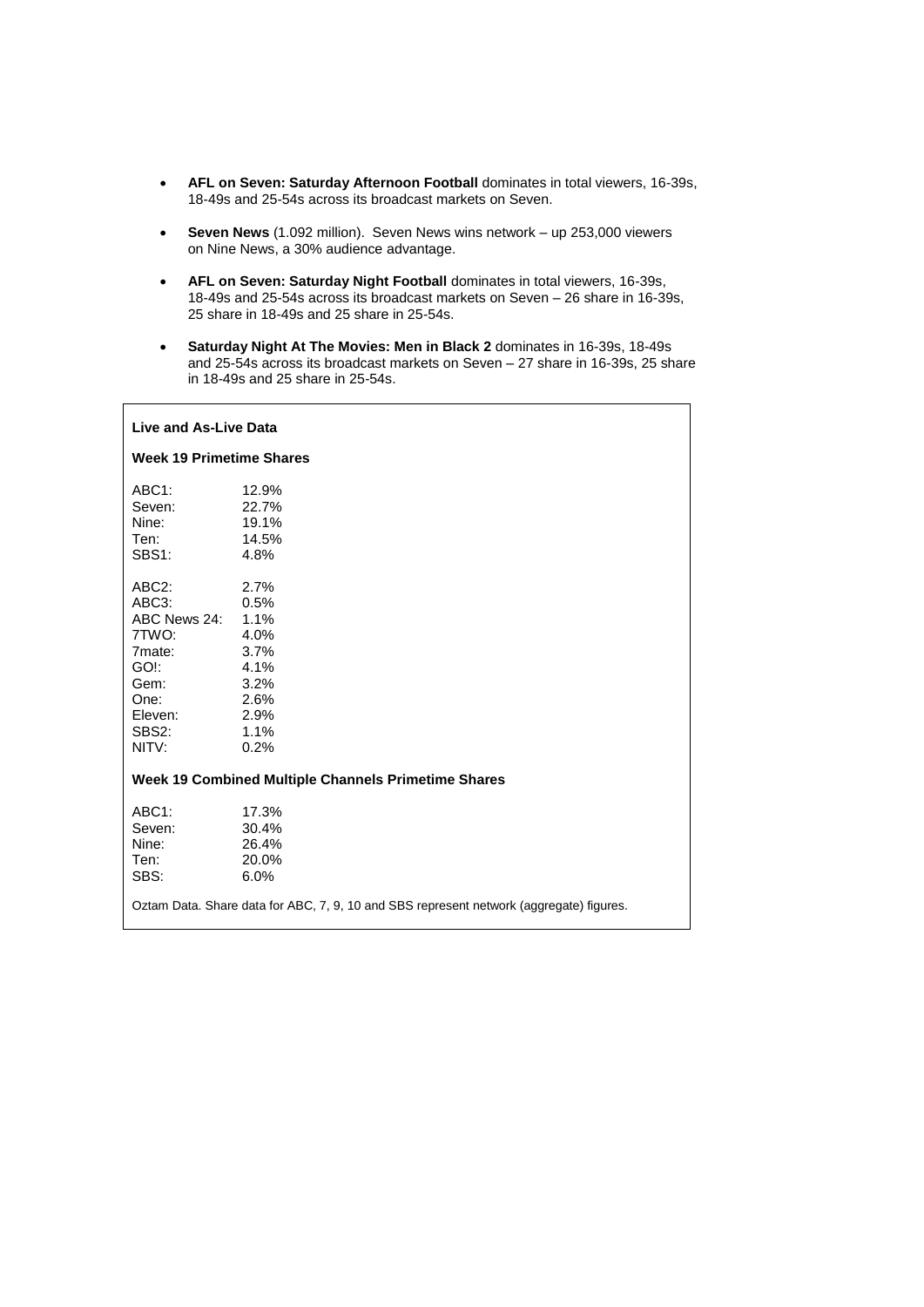- **AFL on Seven: Saturday Afternoon Football** dominates in total viewers, 16-39s, 18-49s and 25-54s across its broadcast markets on Seven.

- **Seven News** (1.092 million). Seven News wins network – up 253,000 viewers on Nine News, a 30% audience advantage.

- **AFL on Seven: Saturday Night Football** dominates in total viewers, 16-39s, 18-49s and 25-54s across its broadcast markets on Seven – 26 share in 16-39s, 25 share in 18-49s and 25 share in 25-54s.

- **Saturday Night At The Movies: Men in Black 2** dominates in 16-39s, 18-49s and 25-54s across its broadcast markets on Seven – 27 share in 16-39s, 25 share in 18-49s and 25 share in 25-54s.

**Live and As-Live Data**

**Week 19 Primetime Shares**

| | |
|---|---|
| ABC1: | 12.9% |
| Seven: | 22.7% |
| Nine: | 19.1% |
| Ten: | 14.5% |
| SBS1: | 4.8% |

| | |
|---|---|
| ABC2: | 2.7% |
| ABC3: | 0.5% |
| ABC News 24: | 1.1% |
| 7TWO: | 4.0% |
| 7mate: | 3.7% |
| GO!: | 4.1% |
| Gem: | 3.2% |
| One: | 2.6% |
| Eleven: | 2.9% |
| SBS2: | 1.1% |
| NITV: | 0.2% |

**Week 19 Combined Multiple Channels Primetime Shares**

| | |
|---|---|
| ABC1: | 17.3% |
| Seven: | 30.4% |
| Nine: | 26.4% |
| Ten: | 20.0% |
| SBS: | 6.0% |

Oztam Data. Share data for ABC, 7, 9, 10 and SBS represent network (aggregate) figures.